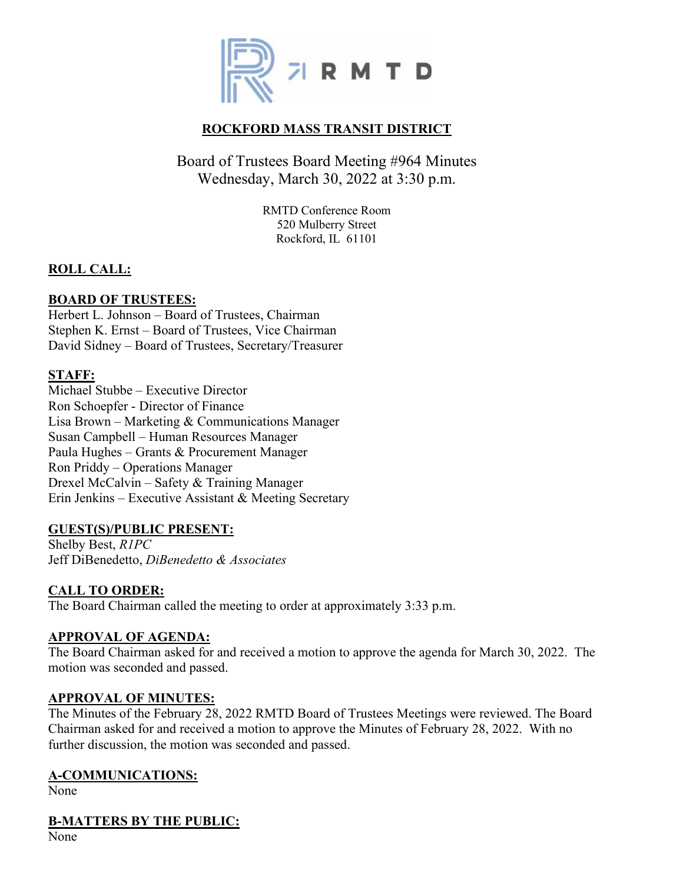# ROCKFORD MASS TRANSIT DISTRICT

Board of Trustees Board Meeting #964 Minutes
Wednesday, March 30, 2022 at 3:30 p.m.

RMTD Conference Room
520 Mulberry Street
Rockford, IL 61101

## ROLL CALL:

## BOARD OF TRUSTEES:

Herbert L. Johnson – Board of Trustees, Chairman
Stephen K. Ernst – Board of Trustees, Vice Chairman
David Sidney – Board of Trustees, Secretary/Treasurer

## STAFF:

Michael Stubbe – Executive Director
Ron Schoepfer - Director of Finance
Lisa Brown – Marketing & Communications Manager
Susan Campbell – Human Resources Manager
Paula Hughes – Grants & Procurement Manager
Ron Priddy – Operations Manager
Drexel McCalvin – Safety & Training Manager
Erin Jenkins – Executive Assistant & Meeting Secretary

## GUEST(S)/PUBLIC PRESENT:

Shelby Best, *R1PC*
Jeff DiBenedetto, *DiBenedetto & Associates*

## CALL TO ORDER:

The Board Chairman called the meeting to order at approximately 3:33 p.m.

## APPROVAL OF AGENDA:

The Board Chairman asked for and received a motion to approve the agenda for March 30, 2022. The motion was seconded and passed.

## APPROVAL OF MINUTES:

The Minutes of the February 28, 2022 RMTD Board of Trustees Meetings were reviewed. The Board Chairman asked for and received a motion to approve the Minutes of February 28, 2022. With no further discussion, the motion was seconded and passed.

## A-COMMUNICATIONS:

None

## B-MATTERS BY THE PUBLIC:

None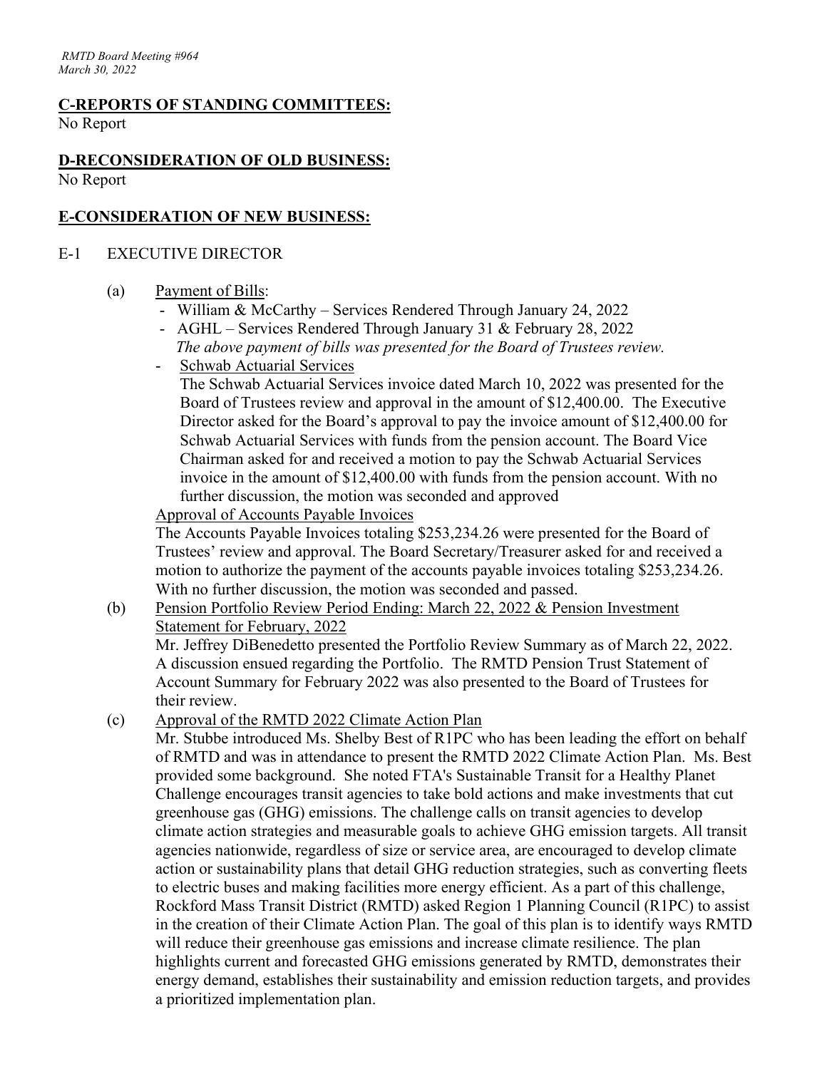**C-REPORTS OF STANDING COMMITTEES:**
No Report

**D-RECONSIDERATION OF OLD BUSINESS:**
No Report

**E-CONSIDERATION OF NEW BUSINESS:**

E-1 EXECUTIVE DIRECTOR

(a) Payment of Bills:
- William & McCarthy – Services Rendered Through January 24, 2022
- AGHL – Services Rendered Through January 31 & February 28, 2022

*The above payment of bills was presented for the Board of Trustees review.*

- Schwab Actuarial Services

The Schwab Actuarial Services invoice dated March 10, 2022 was presented for the Board of Trustees review and approval in the amount of $12,400.00. The Executive Director asked for the Board's approval to pay the invoice amount of $12,400.00 for Schwab Actuarial Services with funds from the pension account. The Board Vice Chairman asked for and received a motion to pay the Schwab Actuarial Services invoice in the amount of $12,400.00 with funds from the pension account. With no further discussion, the motion was seconded and approved

Approval of Accounts Payable Invoices

The Accounts Payable Invoices totaling $253,234.26 were presented for the Board of Trustees' review and approval. The Board Secretary/Treasurer asked for and received a motion to authorize the payment of the accounts payable invoices totaling $253,234.26. With no further discussion, the motion was seconded and passed.

(b) Pension Portfolio Review Period Ending: March 22, 2022 & Pension Investment Statement for February, 2022

Mr. Jeffrey DiBenedetto presented the Portfolio Review Summary as of March 22, 2022. A discussion ensued regarding the Portfolio. The RMTD Pension Trust Statement of Account Summary for February 2022 was also presented to the Board of Trustees for their review.

(c) Approval of the RMTD 2022 Climate Action Plan

Mr. Stubbe introduced Ms. Shelby Best of R1PC who has been leading the effort on behalf of RMTD and was in attendance to present the RMTD 2022 Climate Action Plan. Ms. Best provided some background. She noted FTA's Sustainable Transit for a Healthy Planet Challenge encourages transit agencies to take bold actions and make investments that cut greenhouse gas (GHG) emissions. The challenge calls on transit agencies to develop climate action strategies and measurable goals to achieve GHG emission targets. All transit agencies nationwide, regardless of size or service area, are encouraged to develop climate action or sustainability plans that detail GHG reduction strategies, such as converting fleets to electric buses and making facilities more energy efficient. As a part of this challenge, Rockford Mass Transit District (RMTD) asked Region 1 Planning Council (R1PC) to assist in the creation of their Climate Action Plan. The goal of this plan is to identify ways RMTD will reduce their greenhouse gas emissions and increase climate resilience. The plan highlights current and forecasted GHG emissions generated by RMTD, demonstrates their energy demand, establishes their sustainability and emission reduction targets, and provides a prioritized implementation plan.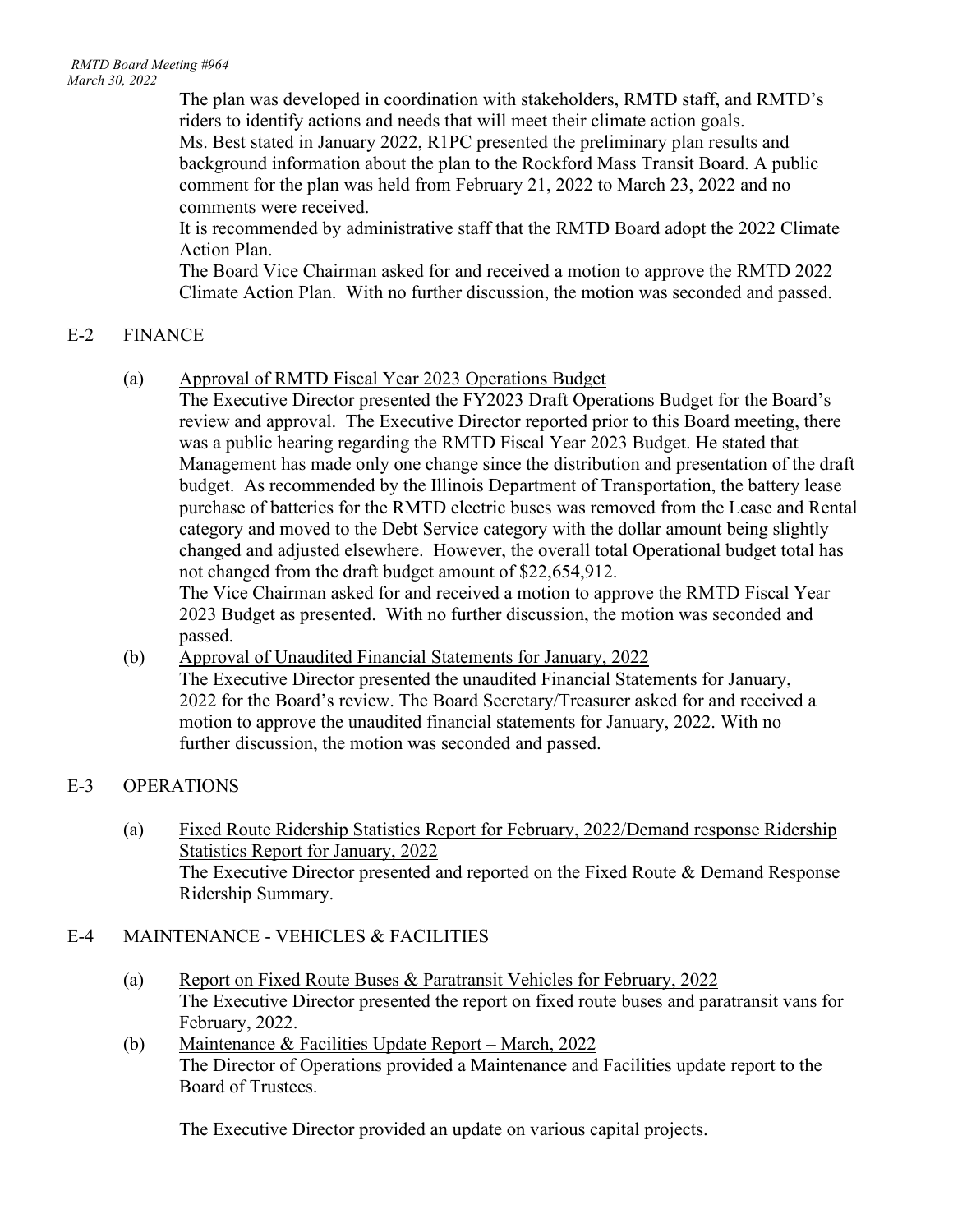The plan was developed in coordination with stakeholders, RMTD staff, and RMTD's riders to identify actions and needs that will meet their climate action goals.

Ms. Best stated in January 2022, R1PC presented the preliminary plan results and background information about the plan to the Rockford Mass Transit Board. A public comment for the plan was held from February 21, 2022 to March 23, 2022 and no comments were received.

It is recommended by administrative staff that the RMTD Board adopt the 2022 Climate Action Plan.

The Board Vice Chairman asked for and received a motion to approve the RMTD 2022 Climate Action Plan. With no further discussion, the motion was seconded and passed.

## E-2 FINANCE

(a) Approval of RMTD Fiscal Year 2023 Operations Budget

The Executive Director presented the FY2023 Draft Operations Budget for the Board's review and approval. The Executive Director reported prior to this Board meeting, there was a public hearing regarding the RMTD Fiscal Year 2023 Budget. He stated that Management has made only one change since the distribution and presentation of the draft budget. As recommended by the Illinois Department of Transportation, the battery lease purchase of batteries for the RMTD electric buses was removed from the Lease and Rental category and moved to the Debt Service category with the dollar amount being slightly changed and adjusted elsewhere. However, the overall total Operational budget total has not changed from the draft budget amount of $22,654,912.

The Vice Chairman asked for and received a motion to approve the RMTD Fiscal Year 2023 Budget as presented. With no further discussion, the motion was seconded and passed.

(b) Approval of Unaudited Financial Statements for January, 2022

The Executive Director presented the unaudited Financial Statements for January, 2022 for the Board's review. The Board Secretary/Treasurer asked for and received a motion to approve the unaudited financial statements for January, 2022. With no further discussion, the motion was seconded and passed.

## E-3 OPERATIONS

(a) Fixed Route Ridership Statistics Report for February, 2022/Demand response Ridership Statistics Report for January, 2022

The Executive Director presented and reported on the Fixed Route & Demand Response Ridership Summary.

## E-4 MAINTENANCE - VEHICLES & FACILITIES

(a) Report on Fixed Route Buses & Paratransit Vehicles for February, 2022

The Executive Director presented the report on fixed route buses and paratransit vans for February, 2022.

(b) Maintenance & Facilities Update Report – March, 2022

The Director of Operations provided a Maintenance and Facilities update report to the Board of Trustees.

The Executive Director provided an update on various capital projects.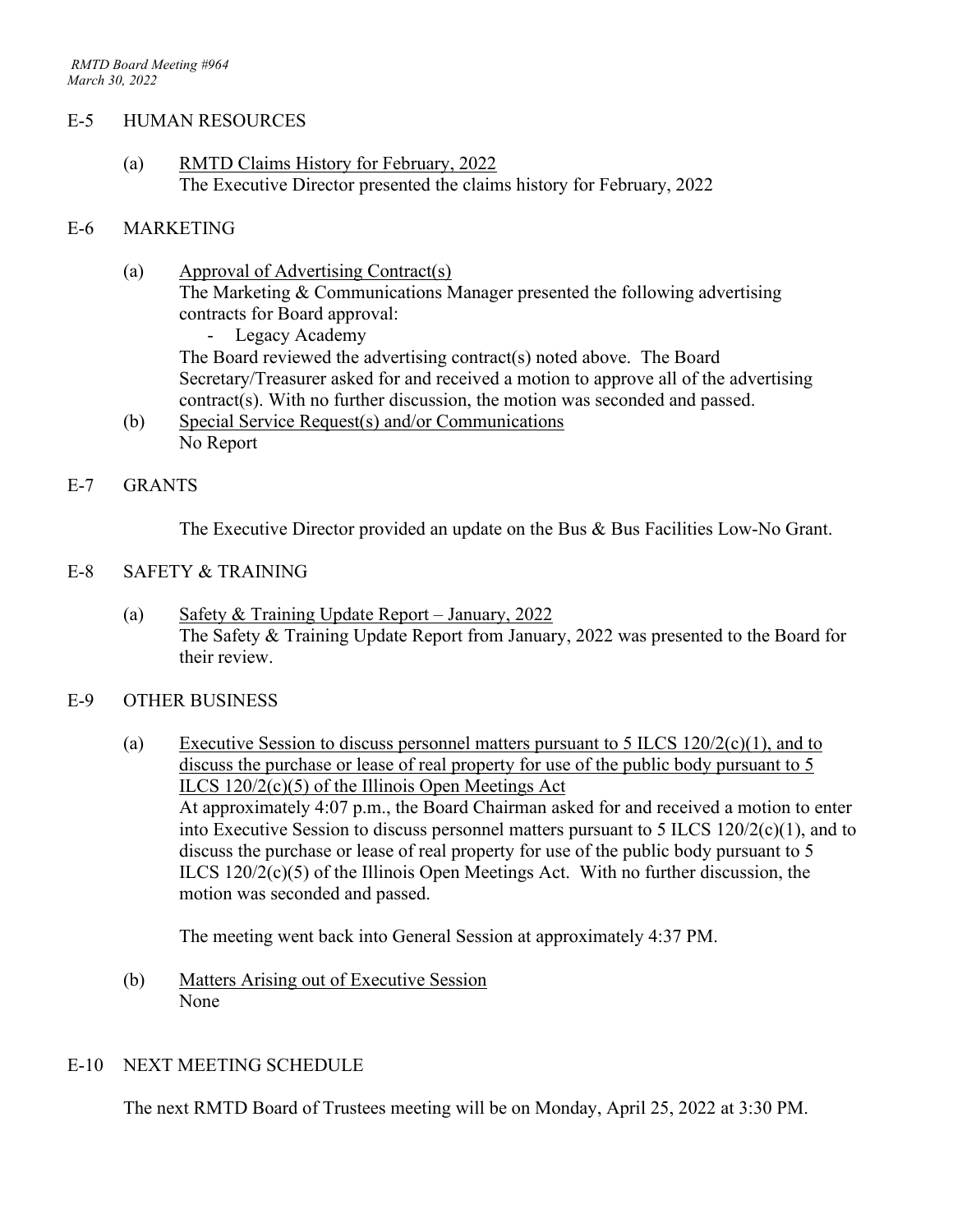## E-5 HUMAN RESOURCES

(a) RMTD Claims History for February, 2022
The Executive Director presented the claims history for February, 2022

## E-6 MARKETING

(a) Approval of Advertising Contract(s)
The Marketing & Communications Manager presented the following advertising contracts for Board approval:

- Legacy Academy

The Board reviewed the advertising contract(s) noted above. The Board Secretary/Treasurer asked for and received a motion to approve all of the advertising contract(s). With no further discussion, the motion was seconded and passed.

(b) Special Service Request(s) and/or Communications
No Report

## E-7 GRANTS

The Executive Director provided an update on the Bus & Bus Facilities Low-No Grant.

## E-8 SAFETY & TRAINING

(a) Safety & Training Update Report – January, 2022
The Safety & Training Update Report from January, 2022 was presented to the Board for their review.

## E-9 OTHER BUSINESS

(a) Executive Session to discuss personnel matters pursuant to 5 ILCS 120/2(c)(1), and to discuss the purchase or lease of real property for use of the public body pursuant to 5 ILCS 120/2(c)(5) of the Illinois Open Meetings Act
At approximately 4:07 p.m., the Board Chairman asked for and received a motion to enter into Executive Session to discuss personnel matters pursuant to 5 ILCS 120/2(c)(1), and to discuss the purchase or lease of real property for use of the public body pursuant to 5 ILCS 120/2(c)(5) of the Illinois Open Meetings Act. With no further discussion, the motion was seconded and passed.

The meeting went back into General Session at approximately 4:37 PM.

(b) Matters Arising out of Executive Session
None

## E-10 NEXT MEETING SCHEDULE

The next RMTD Board of Trustees meeting will be on Monday, April 25, 2022 at 3:30 PM.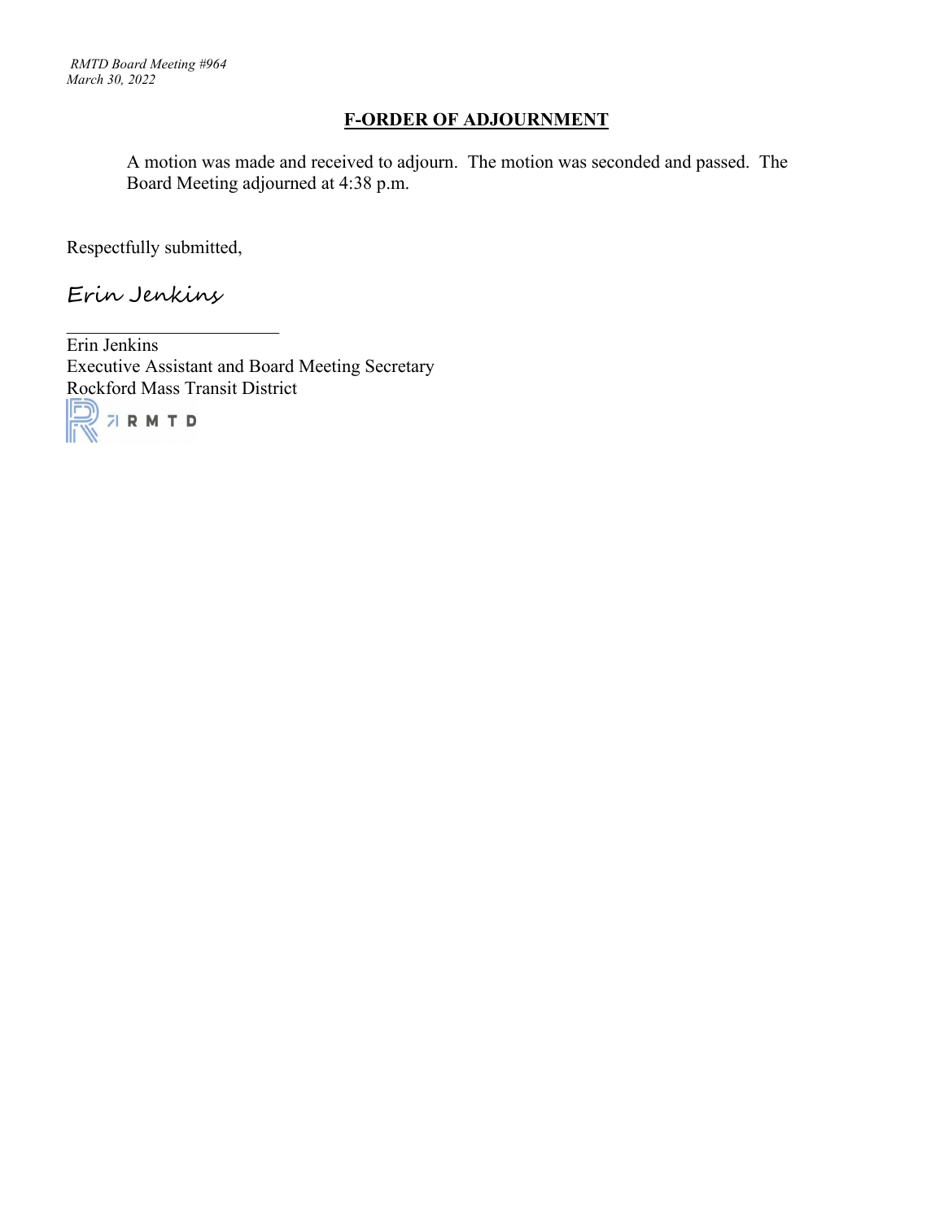## F-ORDER OF ADJOURNMENT

A motion was made and received to adjourn. The motion was seconded and passed. The Board Meeting adjourned at 4:38 p.m.

Respectfully submitted,

Erin Jenkins

\_\_\_\_\_\_\_\_\_\_\_\_\_\_\_\_\_\_\_\_\_\_\_\_

Erin Jenkins
Executive Assistant and Board Meeting Secretary
Rockford Mass Transit District